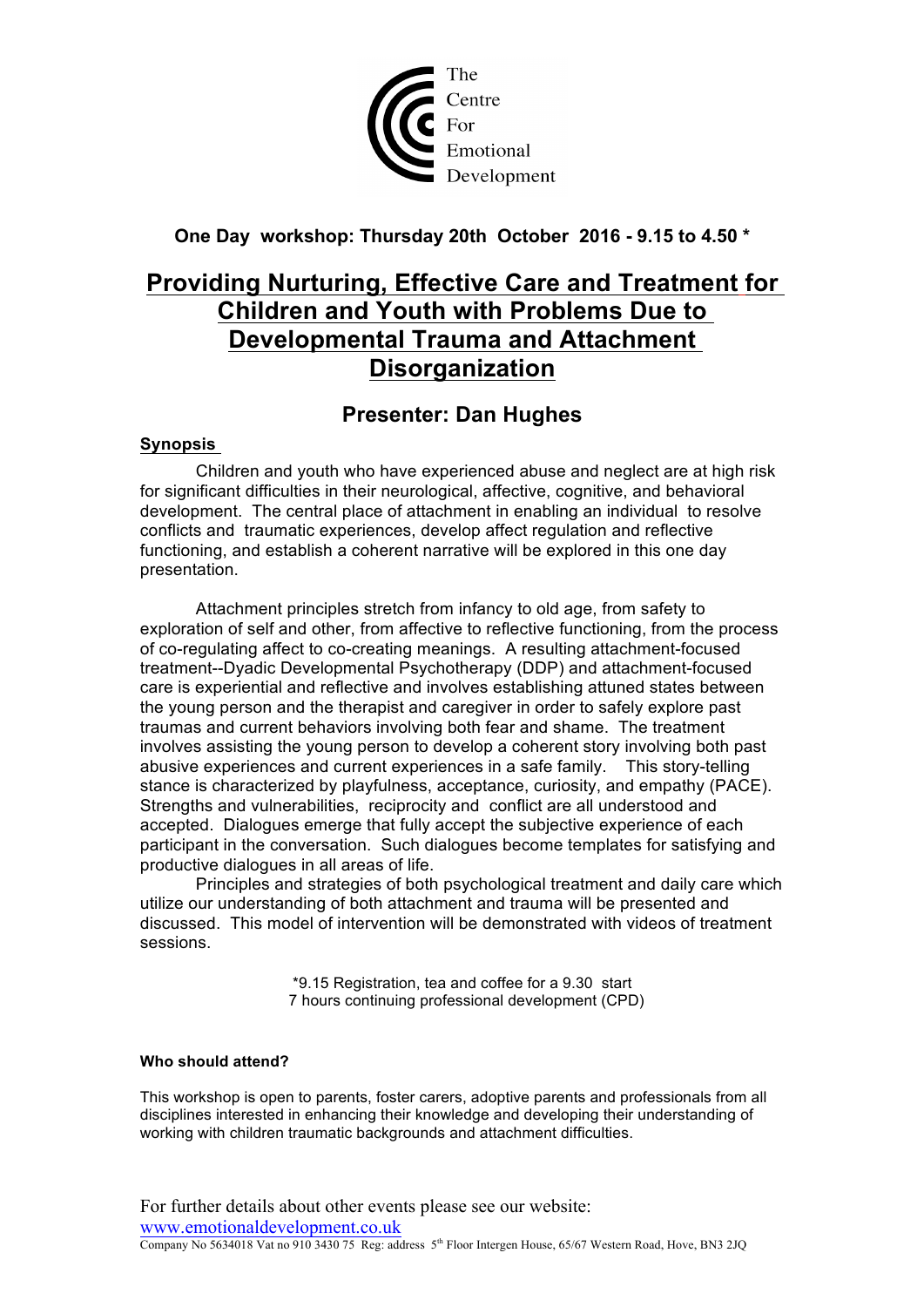The Centre For Emotional Development

**One Day workshop: Thursday 20th October 2016 - 9.15 to 4.50 ***

# Providing Nurturing, Effective Care and Treatment for Children and Youth with Problems Due to Developmental Trauma and Attachment Disorganization

## Presenter: Dan Hughes

### Synopsis

Children and youth who have experienced abuse and neglect are at high risk for significant difficulties in their neurological, affective, cognitive, and behavioral development. The central place of attachment in enabling an individual to resolve conflicts and traumatic experiences, develop affect regulation and reflective functioning, and establish a coherent narrative will be explored in this one day presentation.

Attachment principles stretch from infancy to old age, from safety to exploration of self and other, from affective to reflective functioning, from the process of co-regulating affect to co-creating meanings. A resulting attachment-focused treatment--Dyadic Developmental Psychotherapy (DDP) and attachment-focused care is experiential and reflective and involves establishing attuned states between the young person and the therapist and caregiver in order to safely explore past traumas and current behaviors involving both fear and shame. The treatment involves assisting the young person to develop a coherent story involving both past abusive experiences and current experiences in a safe family. This story-telling stance is characterized by playfulness, acceptance, curiosity, and empathy (PACE). Strengths and vulnerabilities, reciprocity and conflict are all understood and accepted. Dialogues emerge that fully accept the subjective experience of each participant in the conversation. Such dialogues become templates for satisfying and productive dialogues in all areas of life.

Principles and strategies of both psychological treatment and daily care which utilize our understanding of both attachment and trauma will be presented and discussed. This model of intervention will be demonstrated with videos of treatment sessions.

*9.15 Registration, tea and coffee for a 9.30 start
7 hours continuing professional development (CPD)

**Who should attend?**

This workshop is open to parents, foster carers, adoptive parents and professionals from all disciplines interested in enhancing their knowledge and developing their understanding of working with children traumatic backgrounds and attachment difficulties.

For further details about other events please see our website:
www.emotionaldevelopment.co.uk

Company No 5634018 Vat no 910 3430 75 Reg: address 5th Floor Intergen House, 65/67 Western Road, Hove, BN3 2JQ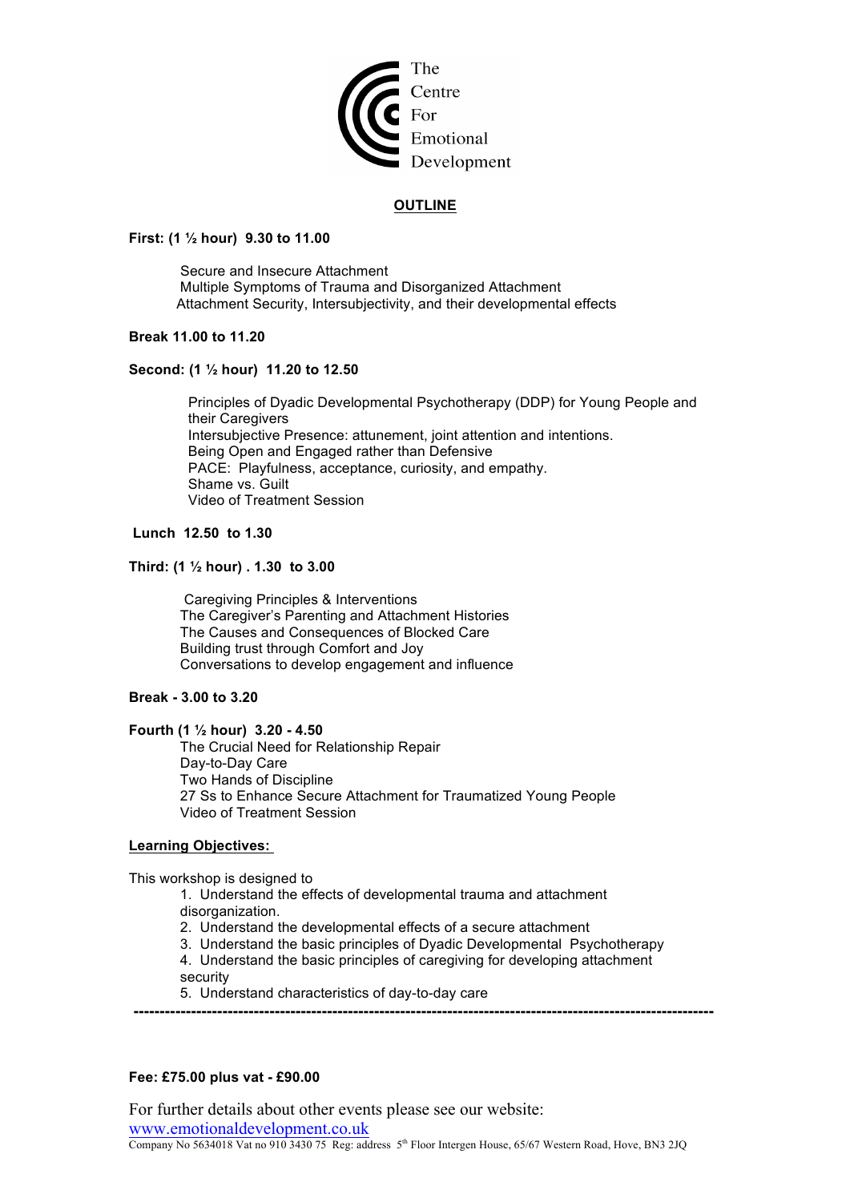The
Centre
For
Emotional
Development

## OUTLINE

**First: (1 ½ hour) 9.30 to 11.00**

Secure and Insecure Attachment
Multiple Symptoms of Trauma and Disorganized Attachment
Attachment Security, Intersubjectivity, and their developmental effects

**Break 11.00 to 11.20**

**Second: (1 ½ hour) 11.20 to 12.50**

Principles of Dyadic Developmental Psychotherapy (DDP) for Young People and their Caregivers
Intersubjective Presence: attunement, joint attention and intentions.
Being Open and Engaged rather than Defensive
PACE: Playfulness, acceptance, curiosity, and empathy.
Shame vs. Guilt
Video of Treatment Session

**Lunch 12.50 to 1.30**

**Third: (1 ½ hour) . 1.30 to 3.00**

Caregiving Principles & Interventions
The Caregiver's Parenting and Attachment Histories
The Causes and Consequences of Blocked Care
Building trust through Comfort and Joy
Conversations to develop engagement and influence

**Break - 3.00 to 3.20**

**Fourth (1 ½ hour) 3.20 - 4.50**

The Crucial Need for Relationship Repair
Day-to-Day Care
Two Hands of Discipline
27 Ss to Enhance Secure Attachment for Traumatized Young People
Video of Treatment Session

**Learning Objectives:**

This workshop is designed to

1. Understand the effects of developmental trauma and attachment disorganization.
2. Understand the developmental effects of a secure attachment
3. Understand the basic principles of Dyadic Developmental Psychotherapy
4. Understand the basic principles of caregiving for developing attachment security
5. Understand characteristics of day-to-day care

---

**Fee: £75.00 plus vat - £90.00**

For further details about other events please see our website:
www.emotionaldevelopment.co.uk

Company No 5634018 Vat no 910 3430 75 Reg: address 5th Floor Intergen House, 65/67 Western Road, Hove, BN3 2JQ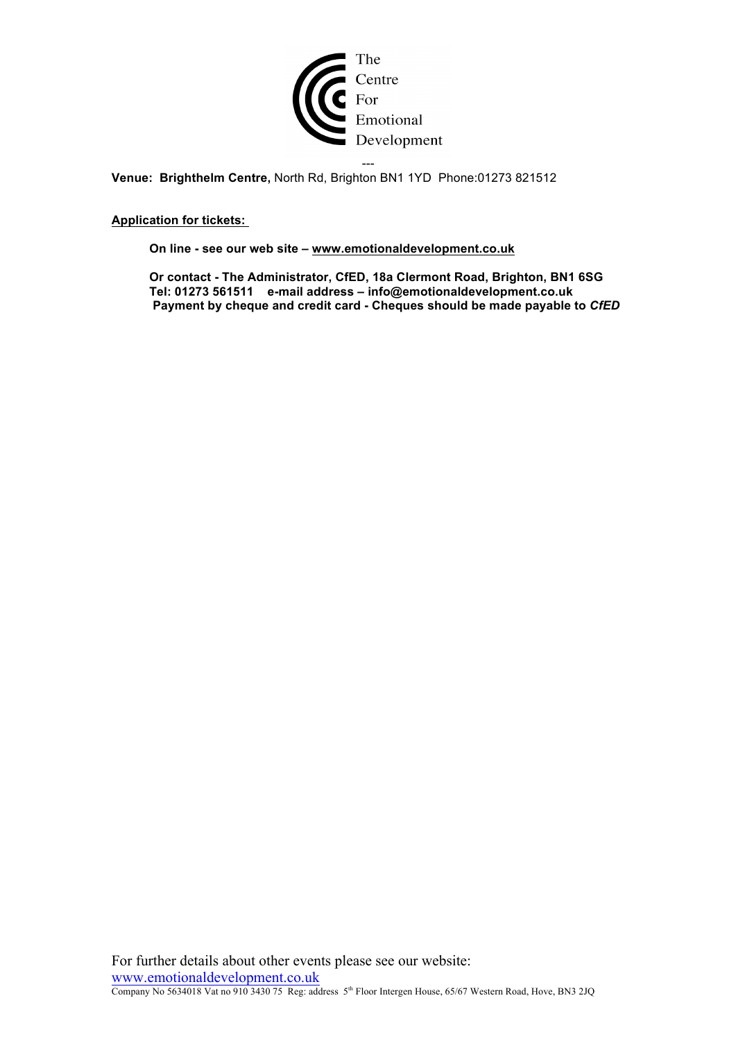The Centre For Emotional Development

---

**Venue: Brighthelm Centre,** North Rd, Brighton BN1 1YD Phone:01273 821512

**Application for tickets:**

**On line - see our web site – www.emotionaldevelopment.co.uk**

**Or contact - The Administrator, CfED, 18a Clermont Road, Brighton, BN1 6SG**
**Tel: 01273 561511 e-mail address – info@emotionaldevelopment.co.uk**
**Payment by cheque and credit card - Cheques should be made payable to *CfED***

For further details about other events please see our website:
www.emotionaldevelopment.co.uk

Company No 5634018 Vat no 910 3430 75 Reg: address 5th Floor Intergen House, 65/67 Western Road, Hove, BN3 2JQ